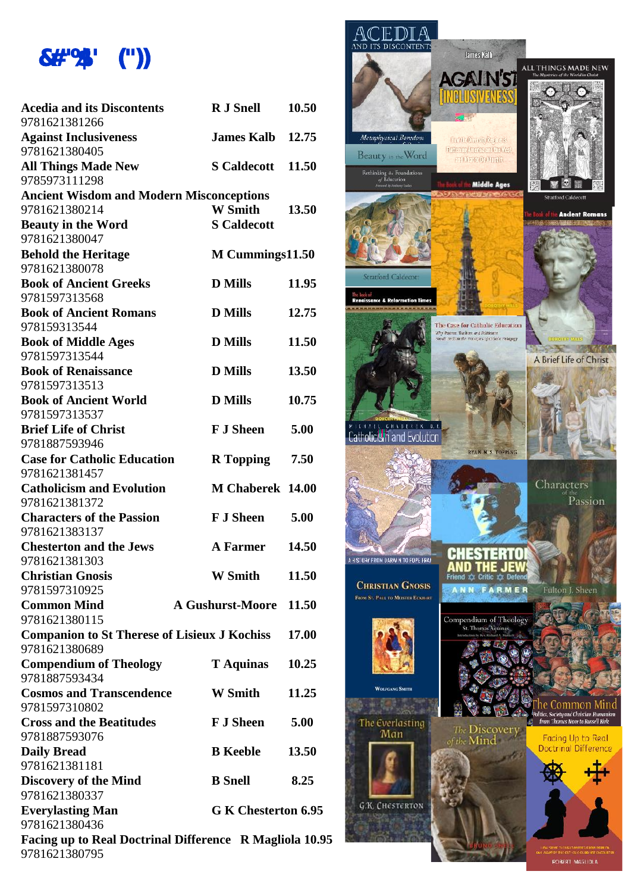# &#"%$' (")) 

| Title | Author | Price |
|---|---|---|
| **Acedia and its Discontents** 9781621381266 | **R J Snell** | **10.50** |
| **Against Inclusiveness** 9781621380405 | **James Kalb** | **12.75** |
| **All Things Made New** 9785973111298 | **S Caldecott** | **11.50** |
| **Ancient Wisdom and Modern Misconceptions** 9781621380214 | **W Smith** | **13.50** |
| **Beauty in the Word** 9781621380047 | **S Caldecott** | |
| **Behold the Heritage** 9781621380078 | **M Cummings** | **11.50** |
| **Book of Ancient Greeks** 9781597313568 | **D Mills** | **11.95** |
| **Book of Ancient Romans** 978159313544 | **D Mills** | **12.75** |
| **Book of Middle Ages** 9781597313544 | **D Mills** | **11.50** |
| **Book of Renaissance** 9781597313513 | **D Mills** | **13.50** |
| **Book of Ancient World** 9781597313537 | **D Mills** | **10.75** |
| **Brief Life of Christ** 9781887593946 | **F J Sheen** | **5.00** |
| **Case for Catholic Education** 9781621381457 | **R Topping** | **7.50** |
| **Catholicism and Evolution** 9781621381372 | **M Chaberek** | **14.00** |
| **Characters of the Passion** 9781621383137 | **F J Sheen** | **5.00** |
| **Chesterton and the Jews** 9781621381303 | **A Farmer** | **14.50** |
| **Christian Gnosis** 9781597310925 | **W Smith** | **11.50** |
| **Common Mind** 9781621380115 | **A Gushurst-Moore** | **11.50** |
| **Companion to St Therese of Lisieux** 9781621380689 | **J Kochiss** | **17.00** |
| **Compendium of Theology** 9781887593434 | **T Aquinas** | **10.25** |
| **Cosmos and Transcendence** 9781597310802 | **W Smith** | **11.25** |
| **Cross and the Beatitudes** 9781887593076 | **F J Sheen** | **5.00** |
| **Daily Bread** 9781621381181 | **B Keeble** | **13.50** |
| **Discovery of the Mind** 9781621380337 | **B Snell** | **8.25** |
| **Everlasting Man** 9781621380436 | **G K Chesterton** | **6.95** |
| **Facing up to Real Doctrinal Difference** 9781621380795 | **R Magliola** | **10.95** |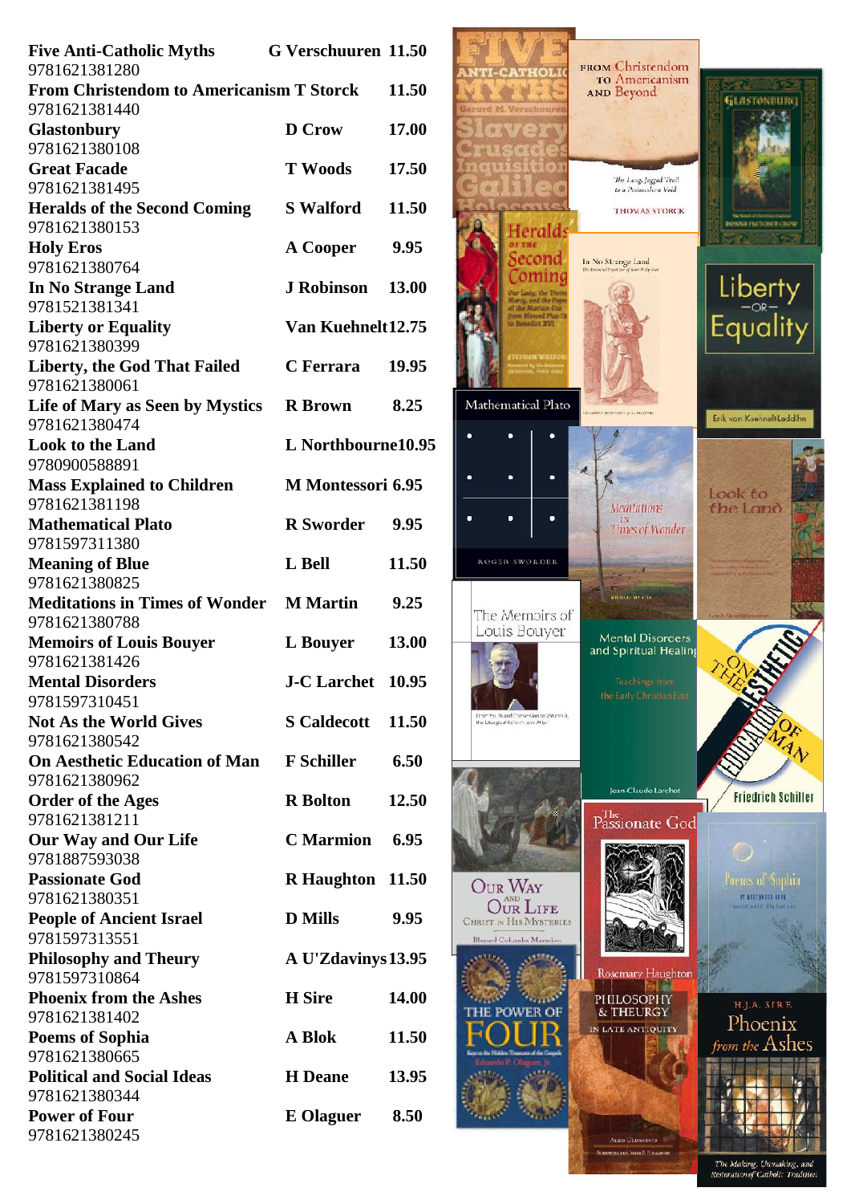| Title | Author | Price |
|---|---|---|
| **Five Anti-Catholic Myths** 9781621381280 | **G Verschuuren** | **11.50** |
| **From Christendom to Americanism** 9781621381440 | **T Storck** | **11.50** |
| **Glastonbury** 9781621380108 | **D Crow** | **17.00** |
| **Great Facade** 9781621381495 | **T Woods** | **17.50** |
| **Heralds of the Second Coming** 9781621380153 | **S Walford** | **11.50** |
| **Holy Eros** 9781621380764 | **A Cooper** | **9.95** |
| **In No Strange Land** 9781521381341 | **J Robinson** | **13.00** |
| **Liberty or Equality** 9781621380399 | **Van Kuehnelt** | **12.75** |
| **Liberty, the God That Failed** 9781621380061 | **C Ferrara** | **19.95** |
| **Life of Mary as Seen by Mystics** 9781621380474 | **R Brown** | **8.25** |
| **Look to the Land** 9780900588891 | **L Northbourne** | **10.95** |
| **Mass Explained to Children** 9781621381198 | **M Montessori** | **6.95** |
| **Mathematical Plato** 9781597311380 | **R Sworder** | **9.95** |
| **Meaning of Blue** 9781621380825 | **L Bell** | **11.50** |
| **Meditations in Times of Wonder** 9781621380788 | **M Martin** | **9.25** |
| **Memoirs of Louis Bouyer** 9781621381426 | **L Bouyer** | **13.00** |
| **Mental Disorders** 9781597310451 | **J-C Larchet** | **10.95** |
| **Not As the World Gives** 9781621380542 | **S Caldecott** | **11.50** |
| **On Aesthetic Education of Man** 9781621380962 | **F Schiller** | **6.50** |
| **Order of the Ages** 9781621381211 | **R Bolton** | **12.50** |
| **Our Way and Our Life** 9781887593038 | **C Marmion** | **6.95** |
| **Passionate God** 9781621380351 | **R Haughton** | **11.50** |
| **People of Ancient Israel** 9781597313551 | **D Mills** | **9.95** |
| **Philosophy and Theury** 9781597310864 | **A U'Zdavinys** | **13.95** |
| **Phoenix from the Ashes** 9781621381402 | **H Sire** | **14.00** |
| **Poems of Sophia** 9781621380665 | **A Blok** | **11.50** |
| **Political and Social Ideas** 9781621380344 | **H Deane** | **13.95** |
| **Power of Four** 9781621380245 | **E Olaguer** | **8.50** |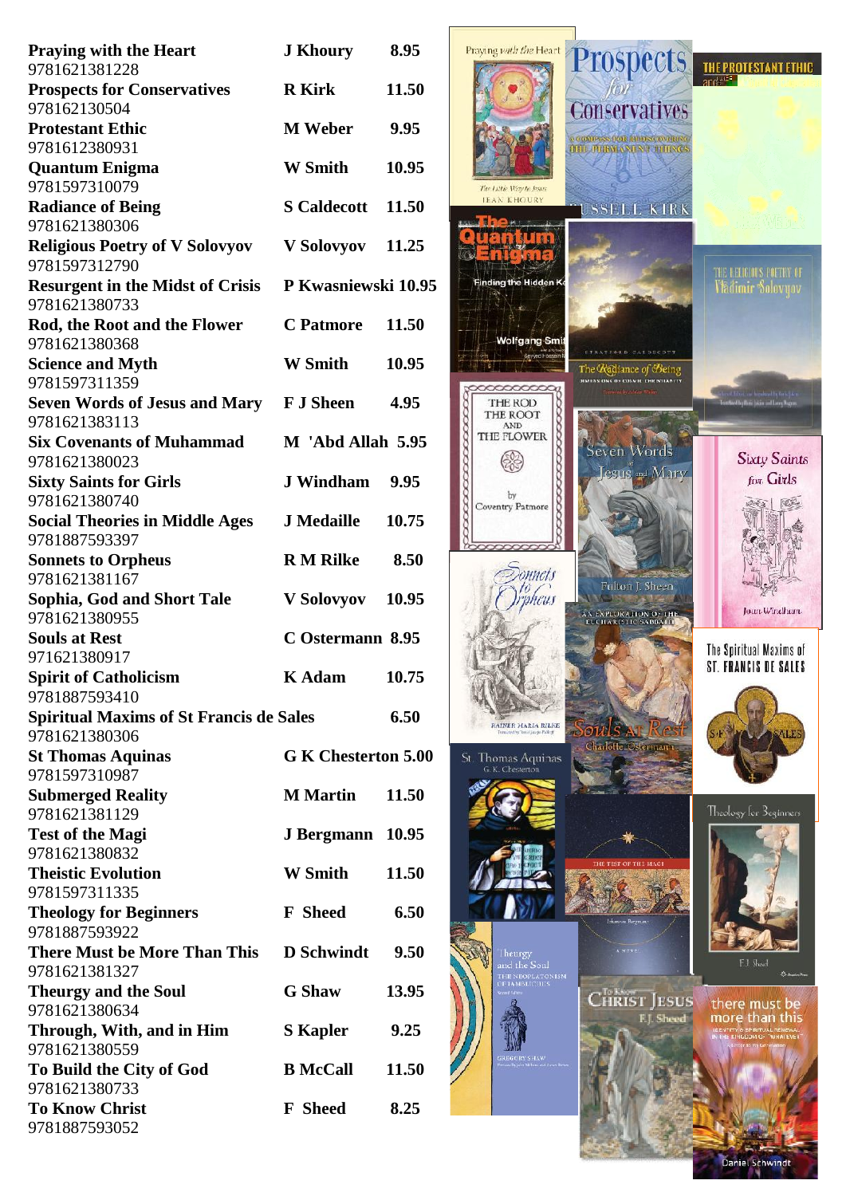| Title | Author | Price |
|---|---|---|
| **Praying with the Heart** 9781621381228 | **J Khoury** | **8.95** |
| **Prospects for Conservatives** 978162130504 | **R Kirk** | **11.50** |
| **Protestant Ethic** 9781612380931 | **M Weber** | **9.95** |
| **Quantum Enigma** 9781597310079 | **W Smith** | **10.95** |
| **Radiance of Being** 9781621380306 | **S Caldecott** | **11.50** |
| **Religious Poetry of V Solovyov** 9781597312790 | **V Solovyov** | **11.25** |
| **Resurgent in the Midst of Crisis** 9781621380733 | **P Kwasniewski** | **10.95** |
| **Rod, the Root and the Flower** 9781621380368 | **C Patmore** | **11.50** |
| **Science and Myth** 9781597311359 | **W Smith** | **10.95** |
| **Seven Words of Jesus and Mary** 9781621383113 | **F J Sheen** | **4.95** |
| **Six Covenants of Muhammad** 9781621380023 | **M 'Abd Allah** | **5.95** |
| **Sixty Saints for Girls** 9781621380740 | **J Windham** | **9.95** |
| **Social Theories in Middle Ages** 9781887593397 | **J Medaille** | **10.75** |
| **Sonnets to Orpheus** 9781621381167 | **R M Rilke** | **8.50** |
| **Sophia, God and Short Tale** 9781621380955 | **V Solovyov** | **10.95** |
| **Souls at Rest** 971621380917 | **C Ostermann** | **8.95** |
| **Spirit of Catholicism** 9781887593410 | **K Adam** | **10.75** |
| **Spiritual Maxims of St Francis de Sales** 9781621380306 | | **6.50** |
| **St Thomas Aquinas** 9781597310987 | **G K Chesterton** | **5.00** |
| **Submerged Reality** 9781621381129 | **M Martin** | **11.50** |
| **Test of the Magi** 9781621380832 | **J Bergmann** | **10.95** |
| **Theistic Evolution** 9781597311335 | **W Smith** | **11.50** |
| **Theology for Beginners** 9781887593922 | **F Sheed** | **6.50** |
| **There Must be More Than This** 9781621381327 | **D Schwindt** | **9.50** |
| **Theurgy and the Soul** 9781621380634 | **G Shaw** | **13.95** |
| **Through, With, and in Him** 9781621380559 | **S Kapler** | **9.25** |
| **To Build the City of God** 9781621380733 | **B McCall** | **11.50** |
| **To Know Christ** 9781887593052 | **F Sheed** | **8.25** |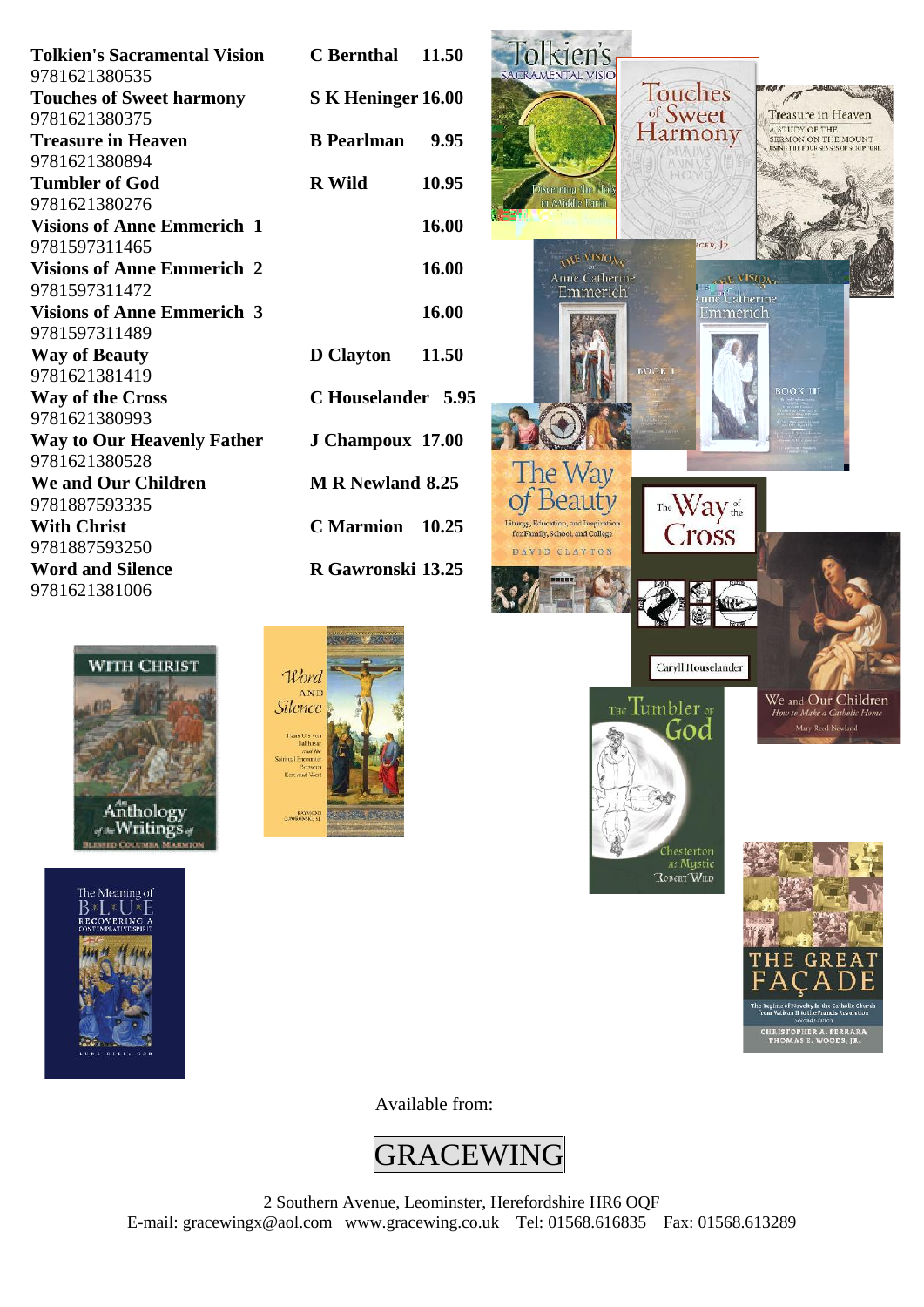| | | |
|---|---|---|
| **Tolkien's Sacramental Vision**<br>9781621380535 | **C Bernthal** | **11.50** |
| **Touches of Sweet harmony**<br>9781621380375 | **S K Heninger** | **16.00** |
| **Treasure in Heaven**<br>9781621380894 | **B Pearlman** | **9.95** |
| **Tumbler of God**<br>9781621380276 | **R Wild** | **10.95** |
| **Visions of Anne Emmerich 1**<br>9781597311465 | | **16.00** |
| **Visions of Anne Emmerich 2**<br>9781597311472 | | **16.00** |
| **Visions of Anne Emmerich 3**<br>9781597311489 | | **16.00** |
| **Way of Beauty**<br>9781621381419 | **D Clayton** | **11.50** |
| **Way of the Cross**<br>9781621380993 | **C Houselander** | **5.95** |
| **Way to Our Heavenly Father**<br>9781621380528 | **J Champoux** | **17.00** |
| **We and Our Children**<br>9781887593335 | **M R Newland** | **8.25** |
| **With Christ**<br>9781887593250 | **C Marmion** | **10.25** |
| **Word and Silence**<br>9781621381006 | **R Gawronski** | **13.25** |

Available from:

GRACEWING

2 Southern Avenue, Leominster, Herefordshire HR6 OQF
E-mail: gracewingx@aol.com www.gracewing.co.uk Tel: 01568.616835 Fax: 01568.613289